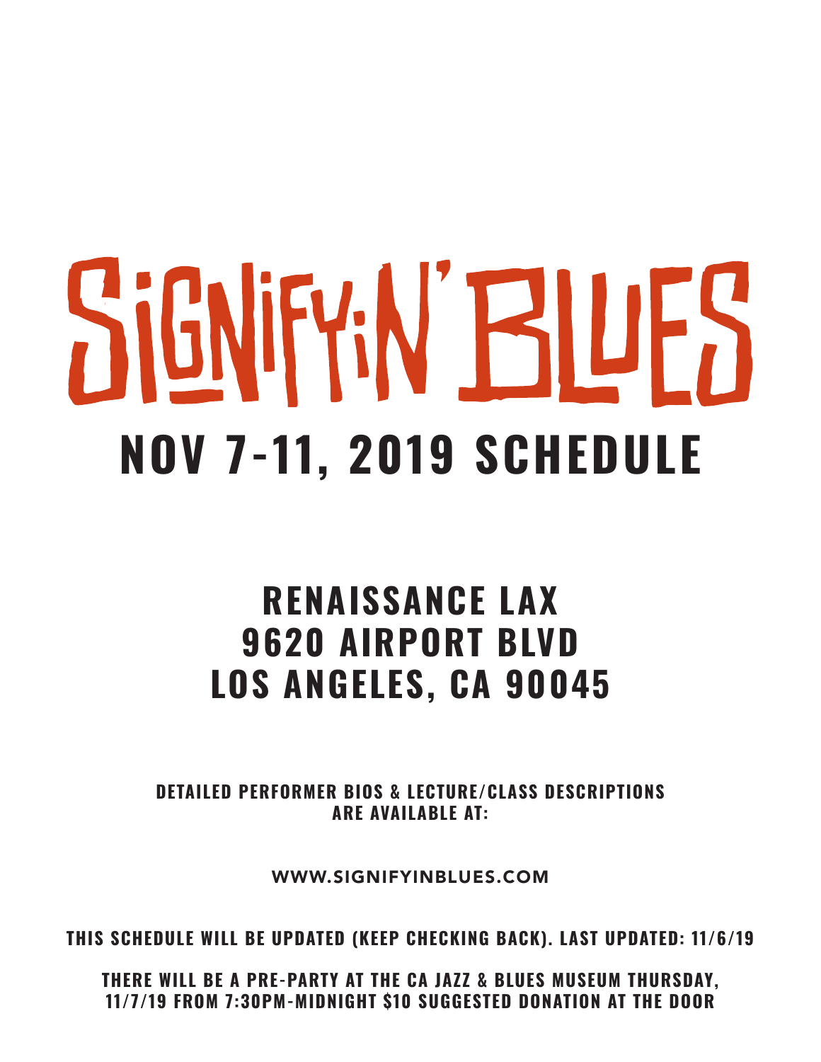# SIGNIFYIN' BLUES

## NOV 7-11, 2019 SCHEDULE

## RENAISSANCE LAX
## 9620 AIRPORT BLVD
## LOS ANGELES, CA 90045

**DETAILED PERFORMER BIOS & LECTURE/CLASS DESCRIPTIONS ARE AVAILABLE AT:**

WWW.SIGNIFYINBLUES.COM

**THIS SCHEDULE WILL BE UPDATED (KEEP CHECKING BACK). LAST UPDATED: 11/6/19**

**THERE WILL BE A PRE-PARTY AT THE CA JAZZ & BLUES MUSEUM THURSDAY, 11/7/19 FROM 7:30PM-MIDNIGHT $10 SUGGESTED DONATION AT THE DOOR**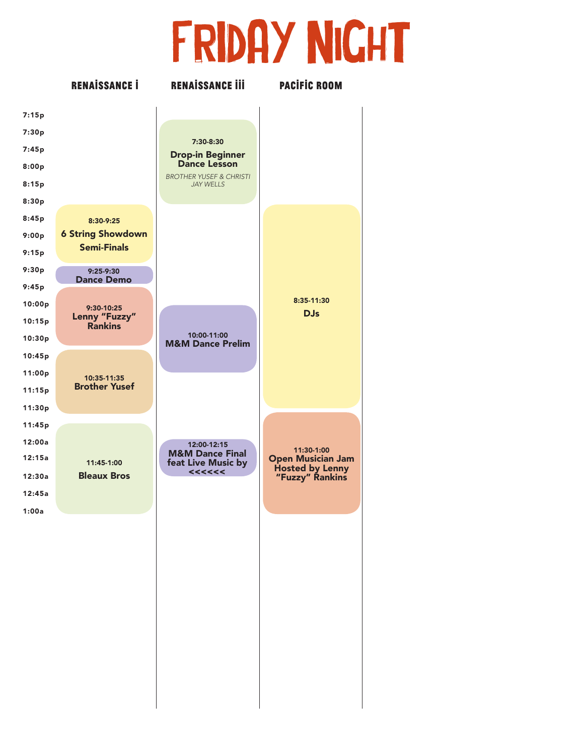# FRIDAY NIGHT

## RENAISSANCE I

**8:30-9:25**
**6 String Showdown Semi-Finals**

**9:25-9:30**
**Dance Demo**

**9:30-10:25**
**Lenny “Fuzzy” Rankins**

**10:35-11:35**
**Brother Yusef**

**11:45-1:00**
**Bleaux Bros**

## RENAISSANCE III

**7:30-8:30**
**Drop-in Beginner Dance Lesson**
*BROTHER YUSEF & CHRISTI JAY WELLS*

**10:00-11:00**
**M&M Dance Prelim**

**12:00-12:15**
**M&M Dance Final feat Live Music by <<<<<<**

## PACIFIC ROOM

**8:35-11:30**
**DJs**

**11:30-1:00**
**Open Musician Jam Hosted by Lenny “Fuzzy” Rankins**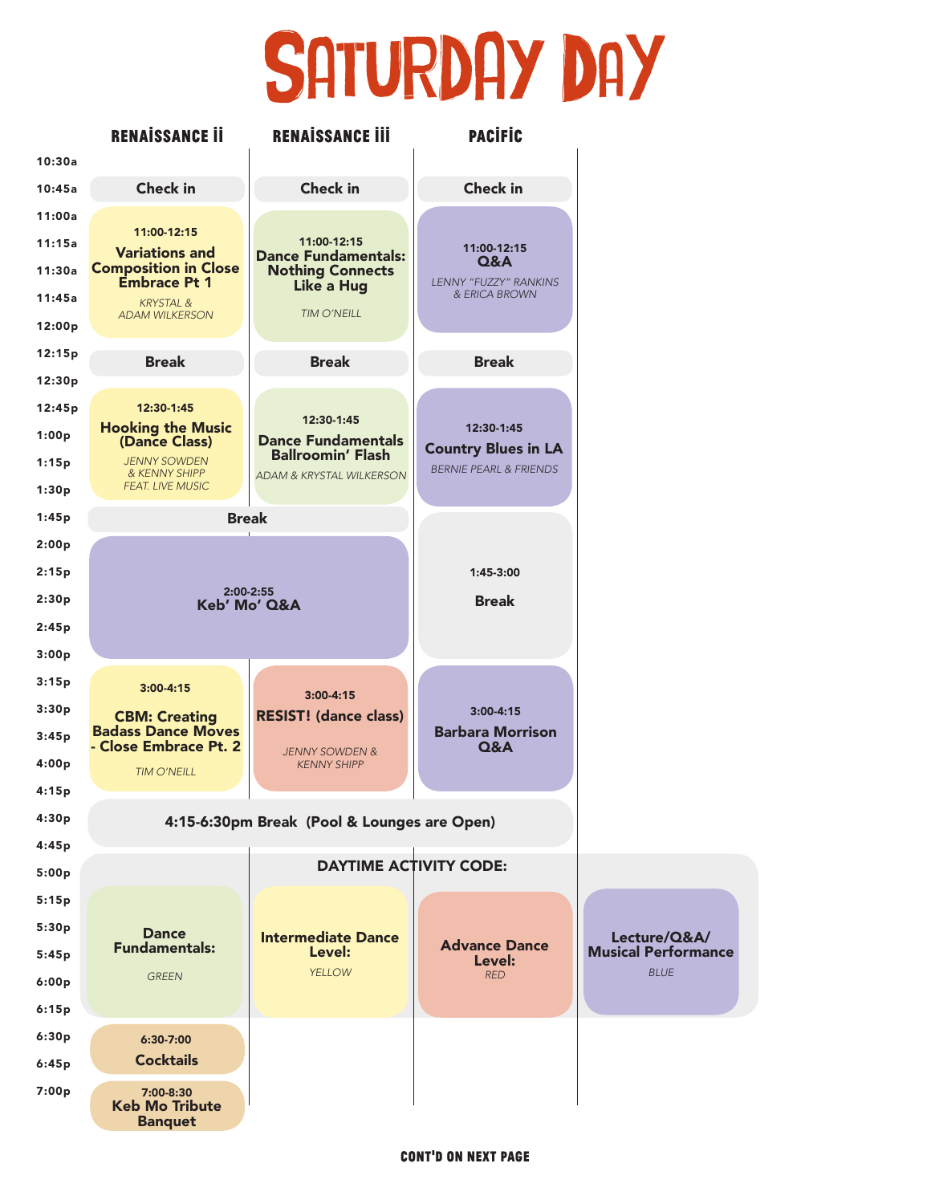# SATURDAY DAY

| Time | RENAISSANCE II | RENAISSANCE III | PACIFIC |
|---|---|---|---|
| 10:45a | Check in | Check in | Check in |
| 11:00a | 11:00-12:15 **Variations and Composition in Close Embrace Pt 1** *KRYSTAL & ADAM WILKERSON* | 11:00-12:15 **Dance Fundamentals: Nothing Connects Like a Hug** *TIM O'NEILL* | 11:00-12:15 **Q&A** *LENNY "FUZZY" RANKINS & ERICA BROWN* |
| 12:15p | Break | Break | Break |
| 12:30p | 12:30-1:45 **Hooking the Music (Dance Class)** *JENNY SOWDEN & KENNY SHIPP FEAT. LIVE MUSIC* | 12:30-1:45 **Dance Fundamentals Ballroomin' Flash** *ADAM & KRYSTAL WILKERSON* | 12:30-1:45 **Country Blues in LA** *BERNIE PEARL & FRIENDS* |
| 1:45p | Break | | 1:45-3:00 **Break** |
| 2:00p | 2:00-2:55 **Keb' Mo' Q&A** | | |
| 3:00p | 3:00-4:15 **CBM: Creating Badass Dance Moves - Close Embrace Pt. 2** *TIM O'NEILL* | 3:00-4:15 **RESIST! (dance class)** *JENNY SOWDEN & KENNY SHIPP* | 3:00-4:15 **Barbara Morrison Q&A** |
| 4:15p | 4:15-6:30pm Break (Pool & Lounges are Open) | | |
| 6:30p | 6:30-7:00 **Cocktails** | | |
| 7:00p | 7:00-8:30 **Keb Mo Tribute Banquet** | | |

**DAYTIME ACTIVITY CODE:**

- **Dance Fundamentals:** *GREEN*
- **Intermediate Dance Level:** *YELLOW*
- **Advance Dance Level:** *RED*
- **Lecture/Q&A/ Musical Performance** *BLUE*

**CONT'D ON NEXT PAGE**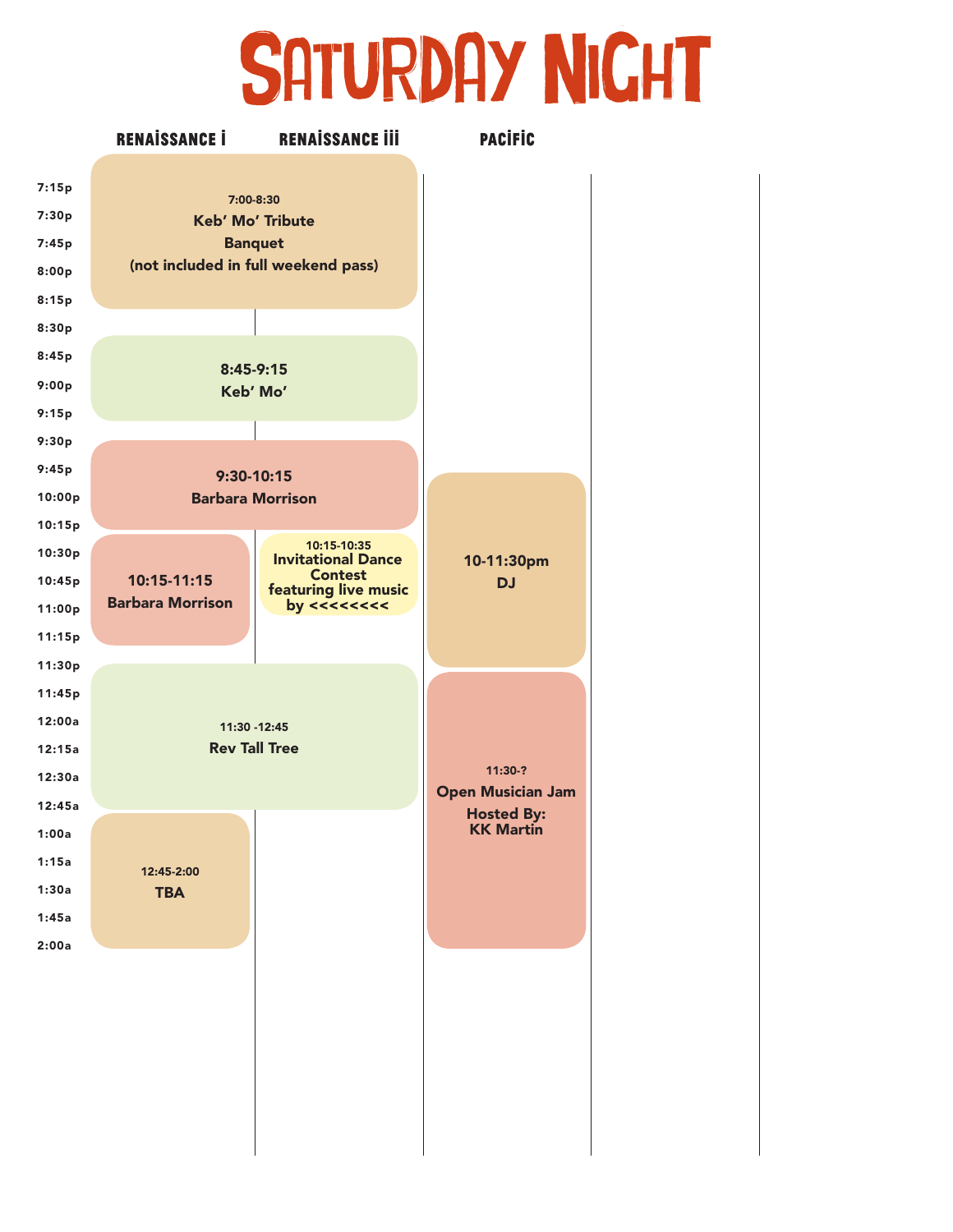# Saturday Night

| Time | Renaissance I | Renaissance III | Pacific |
|---|---|---|---|
| 7:15p | 7:00-8:30 Keb' Mo' Tribute Banquet (not included in full weekend pass) | | |
| 7:30p | | | |
| 7:45p | | | |
| 8:00p | | | |
| 8:15p | | | |
| 8:30p | | | |
| 8:45p | 8:45-9:15 Keb' Mo' | | |
| 9:00p | | | |
| 9:15p | | | |
| 9:30p | 9:30-10:15 Barbara Morrison | | |
| 9:45p | | | 10-11:30pm DJ |
| 10:00p | | | |
| 10:15p | | | |
| 10:30p | 10:15-11:15 Barbara Morrison | 10:15-10:35 Invitational Dance Contest featuring live music by <<<<<<<< | |
| 10:45p | | | |
| 11:00p | | | |
| 11:15p | | | |
| 11:30p | 11:30 -12:45 Rev Tall Tree | | 11:30-? Open Musician Jam Hosted By: KK Martin |
| 11:45p | | | |
| 12:00a | | | |
| 12:15a | | | |
| 12:30a | | | |
| 12:45a | 12:45-2:00 TBA | | |
| 1:00a | | | |
| 1:15a | | | |
| 1:30a | | | |
| 1:45a | | | |
| 2:00a | | | |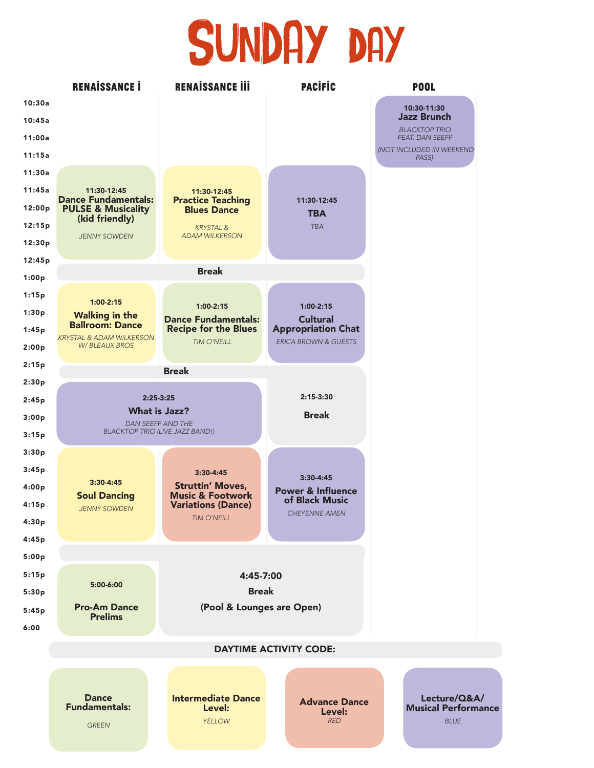# SUNDAY DAY

| Time | RENAISSANCE I | RENAISSANCE III | PACIFIC | POOL |
|---|---|---|---|---|
| 10:30a | | | | **10:30-11:30** **Jazz Brunch** *BLACKTOP TRIO FEAT. DAN SEEFF* *(NOT INCLUDED IN WEEKEND PASS)* |
| 11:30a | **11:30-12:45** **Dance Fundamentals: PULSE & Musicality (kid friendly)** *JENNY SOWDEN* | **11:30-12:45** **Practice Teaching Blues Dance** *KRYSTAL & ADAM WILKERSON* | **11:30-12:45** **TBA** *TBA* | |
| 12:45p | **Break** | | | |
| 1:00p | **1:00-2:15** **Walking in the Ballroom: Dance** *KRYSTAL & ADAM WILKERSON W/ BLEAUX BROS* | **1:00-2:15** **Dance Fundamentals: Recipe for the Blues** *TIM O'NEILL* | **1:00-2:15** **Cultural Appropriation Chat** *ERICA BROWN & GUESTS* | |
| 2:15p | **Break** | | **2:15-3:30** **Break** | |
| 2:25p | **2:25-3:25** **What is Jazz?** *DAN SEEFF AND THE BLACKTOP TRIO (LIVE JAZZ BAND!)* | | | |
| 3:30p | **3:30-4:45** **Soul Dancing** *JENNY SOWDEN* | **3:30-4:45** **Struttin' Moves, Music & Footwork Variations (Dance)** *TIM O'NEILL* | **3:30-4:45** **Power & Influence of Black Music** *CHEYENNE AMEN* | |
| 4:45p | | **4:45-7:00** **Break** **(Pool & Lounges are Open)** | | |
| 5:00p | **5:00-6:00** **Pro-Am Dance Prelims** | | | |

## DAYTIME ACTIVITY CODE:

- **Dance Fundamentals:** *GREEN*
- **Intermediate Dance Level:** *YELLOW*
- **Advance Dance Level:** *RED*
- **Lecture/Q&A/ Musical Performance** *BLUE*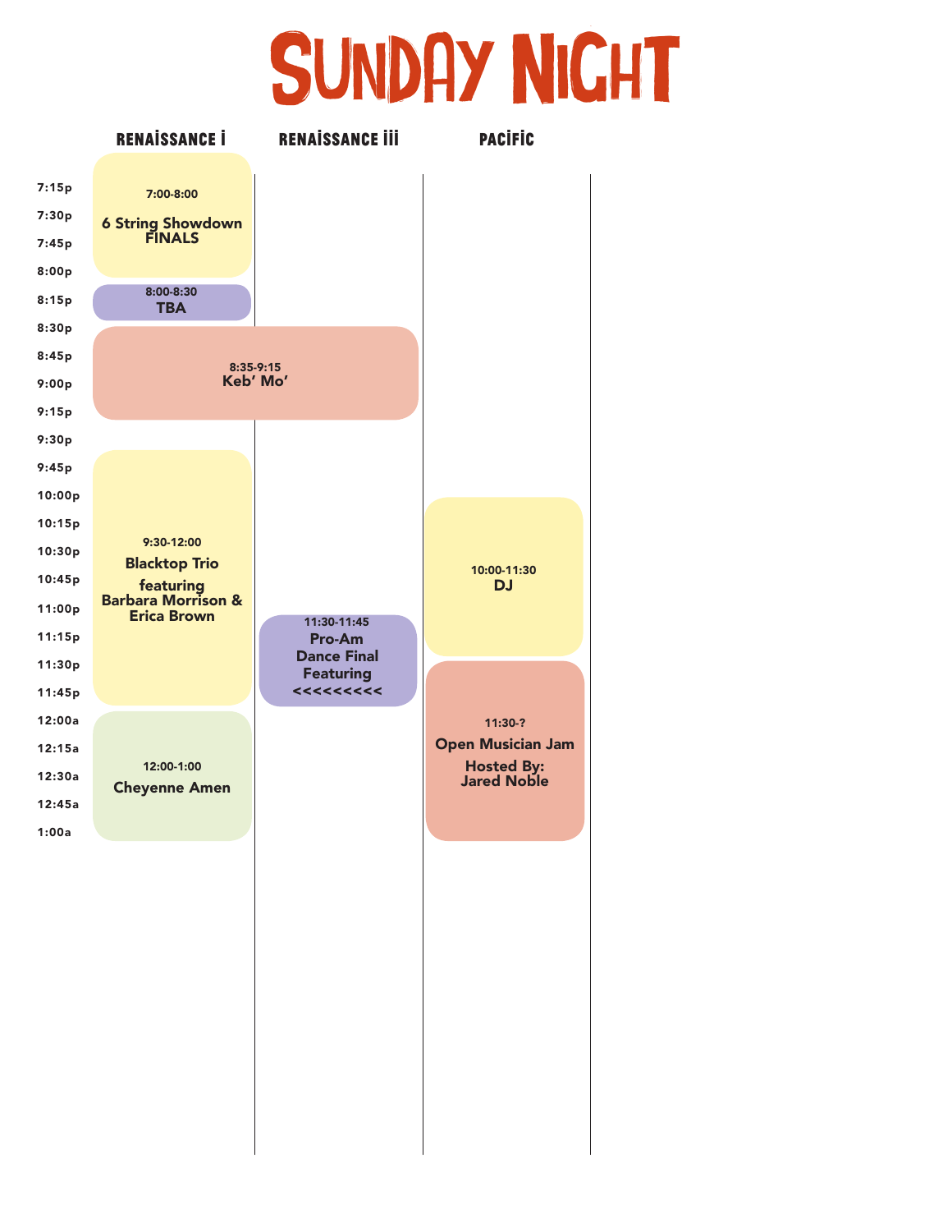# SUNDAY NIGHT

| Time | RENAISSANCE I | RENAISSANCE III | PACIFIC |
|---|---|---|---|
| 7:00-8:00 | 6 String Showdown FINALS | | |
| 8:00-8:30 | TBA | | |
| 8:35-9:15 | Keb' Mo' | Keb' Mo' | |
| 9:30-12:00 | Blacktop Trio featuring Barbara Morrison & Erica Brown | | |
| 10:00-11:30 | | | DJ |
| 11:30-11:45 | | Pro-Am Dance Final Featuring <<<<<<<<< | |
| 11:30-? | | | Open Musician Jam Hosted By: Jared Noble |
| 12:00-1:00 | Cheyenne Amen | | |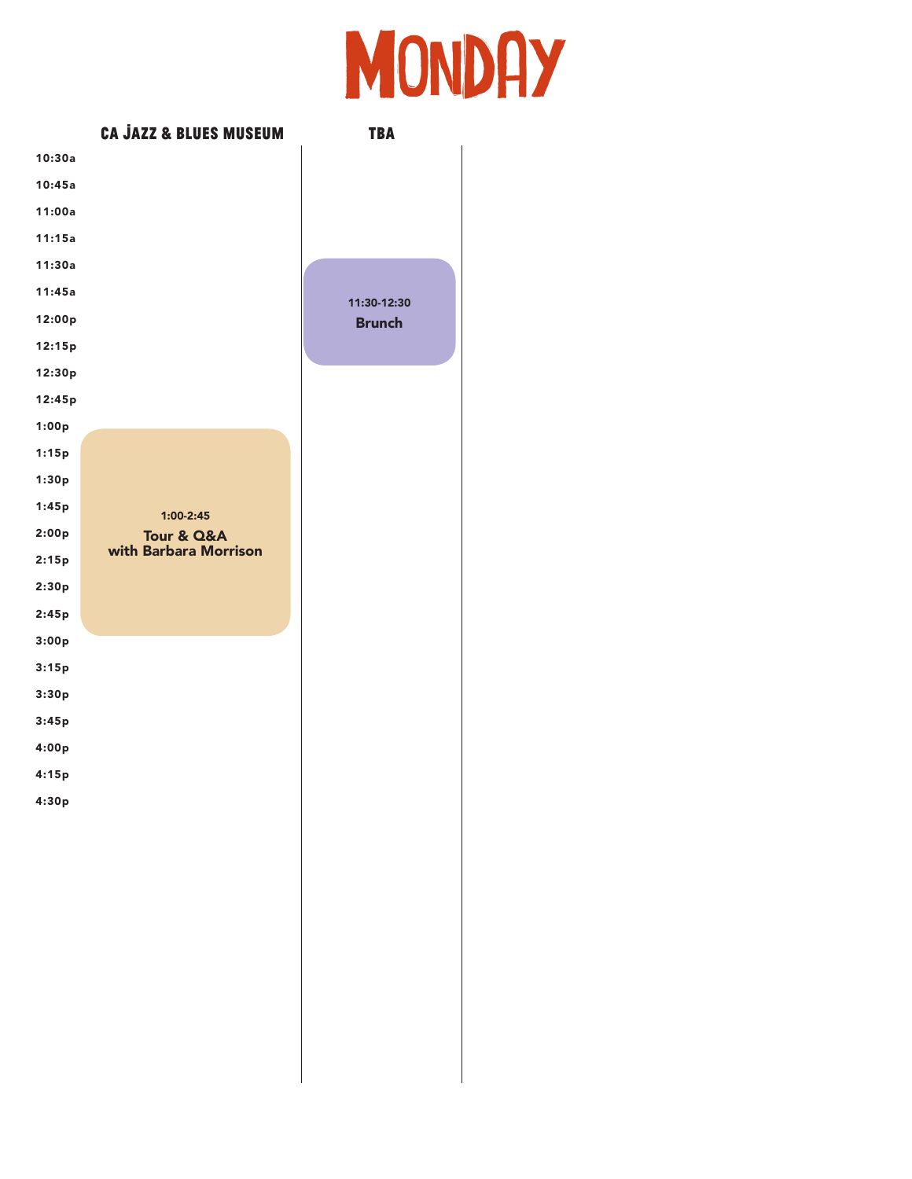# MONDAY

| Time | CA JAZZ & BLUES MUSEUM | TBA |
| --- | --- | --- |
| 10:30a | | |
| 10:45a | | |
| 11:00a | | |
| 11:15a | | |
| 11:30a | | 11:30-12:30 Brunch |
| 11:45a | | |
| 12:00p | | |
| 12:15p | | |
| 12:30p | | |
| 12:45p | | |
| 1:00p | 1:00-2:45 Tour & Q&A with Barbara Morrison | |
| 1:15p | | |
| 1:30p | | |
| 1:45p | | |
| 2:00p | | |
| 2:15p | | |
| 2:30p | | |
| 2:45p | | |
| 3:00p | | |
| 3:15p | | |
| 3:30p | | |
| 3:45p | | |
| 4:00p | | |
| 4:15p | | |
| 4:30p | | |